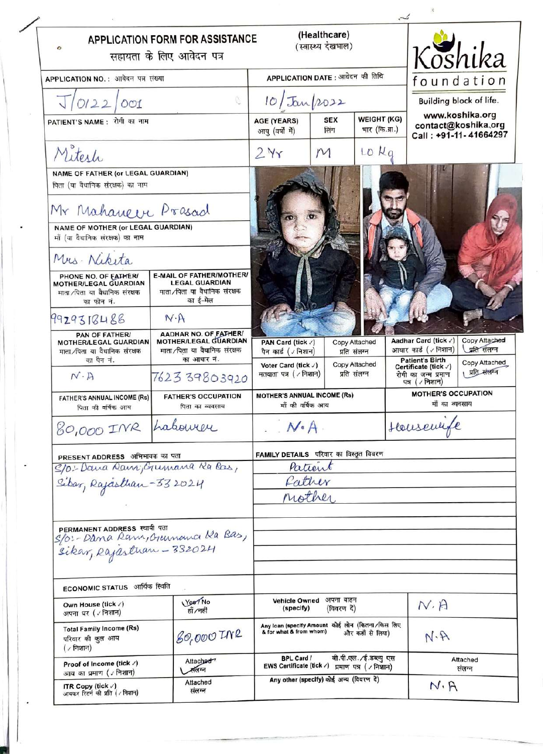# APPLICATION FORM FOR ASSISTANCE (Healthcare)

सहायता के लिए आवेदन पत्र (स्वास्थ्य देखभाल)

**Koshika foundation**
Building block of life.
www.koshika.org
contact@koshika.org
Call : +91-11-41664297

| APPLICATION NO. : आवेदन पत्र संख्या | APPLICATION DATE : आवेदन की तिथि | | |
|---|---|---|---|
| J/0122/001 | 10/Jan/2022 | | |
| **PATIENT'S NAME :** रोगी का नाम | **AGE (YEARS)** आयु (वर्षों में) | **SEX** लिंग | **WEIGHT (KG)** भार (कि.ग्रा.) |
| Mitesh | 2 Yr | M | 10 Kg |

**NAME OF FATHER (or LEGAL GUARDIAN)** पिता (या वैधानिक संरक्षक) का नाम
Mr Mahaveer Prasad

**NAME OF MOTHER (or LEGAL GUARDIAN)** माँ (या वैधानिक संरक्षक) का नाम
Mrs. Nikita

| PHONE NO. OF FATHER/ MOTHER/LEGAL GUARDIAN माता/पिता या वैधानिक संरक्षक का फोन नं. | E-MAIL OF FATHER/MOTHER/ LEGAL GUARDIAN माता/पिता या वैधानिक संरक्षक का ई-मेल |
|---|---|
| 9929318488 | N.A |
| **PAN OF FATHER/ MOTHER/LEGAL GUARDIAN** माता/पिता या वैधानिक संरक्षक का पैन नं. | **AADHAR NO. OF FATHER/ MOTHER/LEGAL GUARDIAN** माता/पिता या वैधानिक संरक्षक का आधार नं. |
| N.A | 762339803920 |

| PAN Card (tick ✓) पैन कार्ड (✓ निशान) | Copy Attached प्रति संलग्न | Aadhar Card (tick ✓) आधार कार्ड (✓ निशान) | Copy Attached प्रति संलग्न ✓ |
|---|---|---|---|
| Voter Card (tick ✓) मतदाता पत्र (✓ निशान) | Copy Attached प्रति संलग्न | Patient's Birth Certificate (tick ✓) रोगी का जन्म प्रमाण पत्र (✓ निशान) | Copy Attached प्रति संलग्न ✓ |

| FATHER'S ANNUAL INCOME (Rs) पिता की वार्षिक आय | FATHER'S OCCUPATION पिता का व्यवसाय | MOTHER'S ANNUAL INCOME (Rs) माँ की वार्षिक आय | MOTHER'S OCCUPATION माँ का व्यवसाय |
|---|---|---|---|
| 80,000 INR | Labourer | N.A | Housewife |

**PRESENT ADDRESS** अभिभावक का पता
S/o:- Dana Ram, Gumana Ka Bas, Sikar, Rajasthan - 332024

**PERMANENT ADDRESS** स्थायी पता
S/o:- Dana Ram, Gumana Ka Bas, Sikar, Rajasthan - 332024

**FAMILY DETAILS** परिवार का विस्तृत विवरण
- Patient
- Father
- Mother

**ECONOMIC STATUS** आर्थिक स्थिति

| | | | |
|---|---|---|---|
| Own House (tick ✓) अपना घर (✓ निशान) | Yes / No हाँ/नहीं | Vehicle Owned (specify) अपना वाहन (विवरण दें) | N.A |
| Total Family Income (Rs) परिवार की कुल आय (✓ निशान) | 80,000 INR | Any loan (specify Amount & for what & from whom) कोई लोन (कितना/किस लिए और कहाँ से लिया) | N.A |
| Proof of Income (tick ✓) आय का प्रमाण (✓ निशान) | Attached संलग्न ✓ | BPL Card / EWS Certificate (tick ✓) बी.पी.एल./ई.डब्ल्यु एस प्रमाण पत्र (✓ निशान) | Attached संलग्न |
| ITR Copy (tick ✓) आयकर रिटर्न की प्रति (✓ निशान) | Attached संलग्न | Any other (specify) कोई अन्य (विवरण दें) | N.A |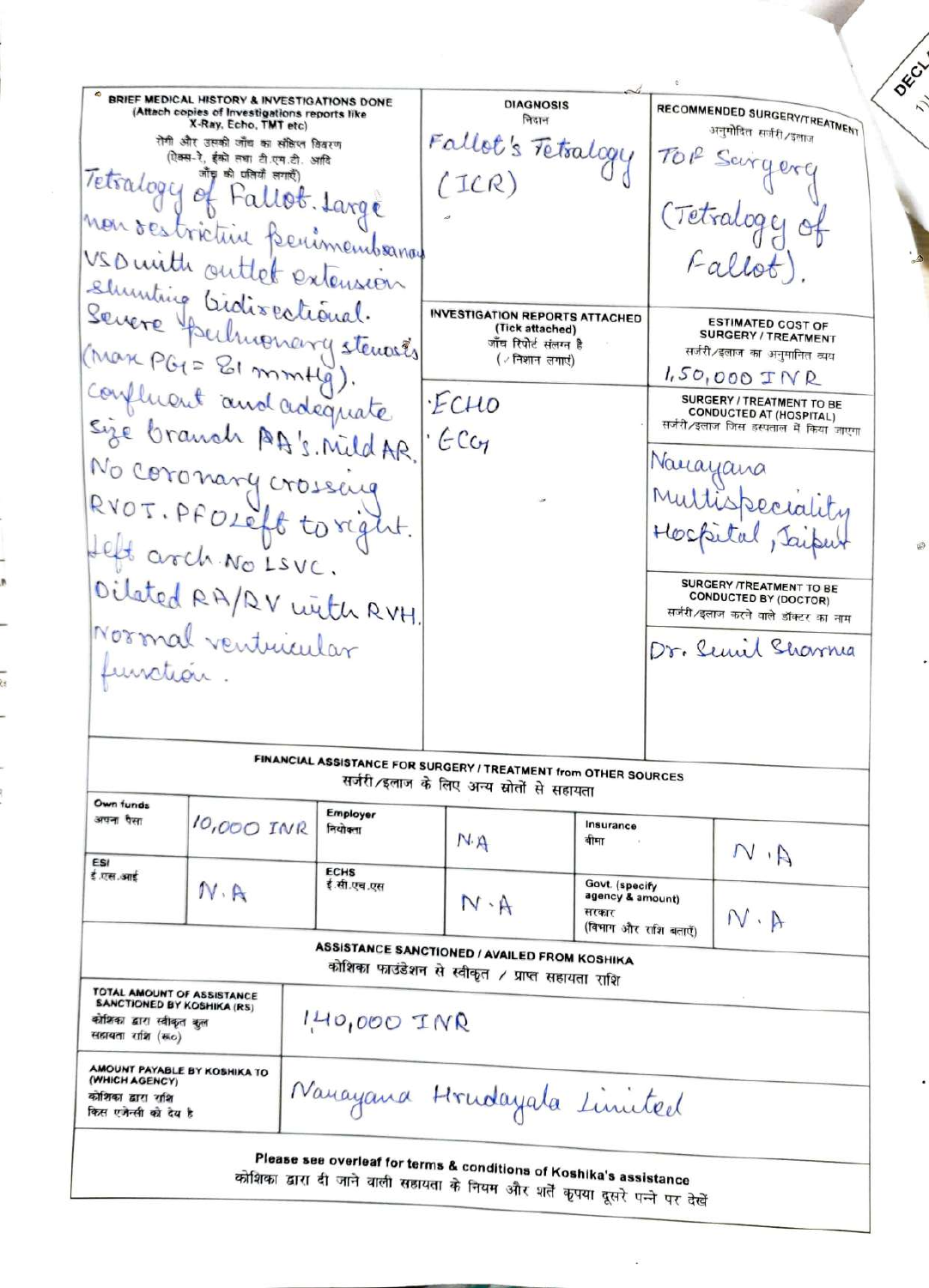| BRIEF MEDICAL HISTORY & INVESTIGATIONS DONE (Attach copies of Investigations reports like X-Ray, Echo, TMT etc) रोगी और उसकी जाँच का संक्षिप्त विवरण (एक्स-रे, ईको तथा टी.एम.टी. आदि जाँच की प्रतियाँ लगाएँ) | DIAGNOSIS निदान | RECOMMENDED SURGERY/TREATMENT अनुमोदित सर्जरी/इलाज |
|---|---|---|
| Tetralogy of Fallot. Large non restrictive perimembranous VSD with outlet extension shunting bidirectional. Severe pulmonary stenosis (Max PG = 81 mmHg). confluent and adequate size branch PA's. Mild AR. No coronary crossing RVOT. PFO Left to right. Left arch. No LSVC. Dilated RA/RV with RVH. Normal ventricular function. | Fallot's Tetralogy (ICR) | TOF Surgery (Tetralogy of Fallot). |
| | **INVESTIGATION REPORTS ATTACHED** (Tick attached) जाँच रिपोर्ट संलग्न है (✓ निशान लगाएं) | **ESTIMATED COST OF SURGERY / TREATMENT** सर्जरी/इलाज का अनुमानित व्यय |
| | ·ECHO ·ECG | 1,50,000 INR |
| | | **SURGERY / TREATMENT TO BE CONDUCTED AT (HOSPITAL)** सर्जरी/इलाज जिस हस्पताल में किया जाएगा |
| | | Narayana Multispeciality Hospital, Jaipur |
| | | **SURGERY /TREATMENT TO BE CONDUCTED BY (DOCTOR)** सर्जरी/इलाज करने वाले डॉक्टर का नाम |
| | | Dr. Sunil Sharma |

**FINANCIAL ASSISTANCE FOR SURGERY / TREATMENT from OTHER SOURCES**
सर्जरी/इलाज के लिए अन्य स्रोतों से सहायता

| Own funds अपना पैसा | 10,000 INR | Employer नियोक्ता | N.A | Insurance बीमा | N.A |
|---|---|---|---|---|---|
| ESI ई.एस.आई | N.A | ECHS ई.सी.एच.एस | N.A | Govt. (specify agency & amount) सरकार (विभाग और राशि बताएँ) | N.A |

**ASSISTANCE SANCTIONED / AVAILED FROM KOSHIKA**
कोशिका फाउंडेशन से स्वीकृत / प्राप्त सहायता राशि

| TOTAL AMOUNT OF ASSISTANCE SANCTIONED BY KOSHIKA (RS) कोशिका द्वारा स्वीकृत कुल सहायता राशि (रू०) | 1,40,000 INR |
|---|---|
| AMOUNT PAYABLE BY KOSHIKA TO (WHICH AGENCY) कोशिका द्वारा राशि किस एजेन्सी को देय है | Narayana Hrudayala Limited |

**Please see overleaf for terms & conditions of Koshika's assistance**
कोशिका द्वारा दी जाने वाली सहायता के नियम और शर्तें कृपया दूसरे पन्ने पर देखें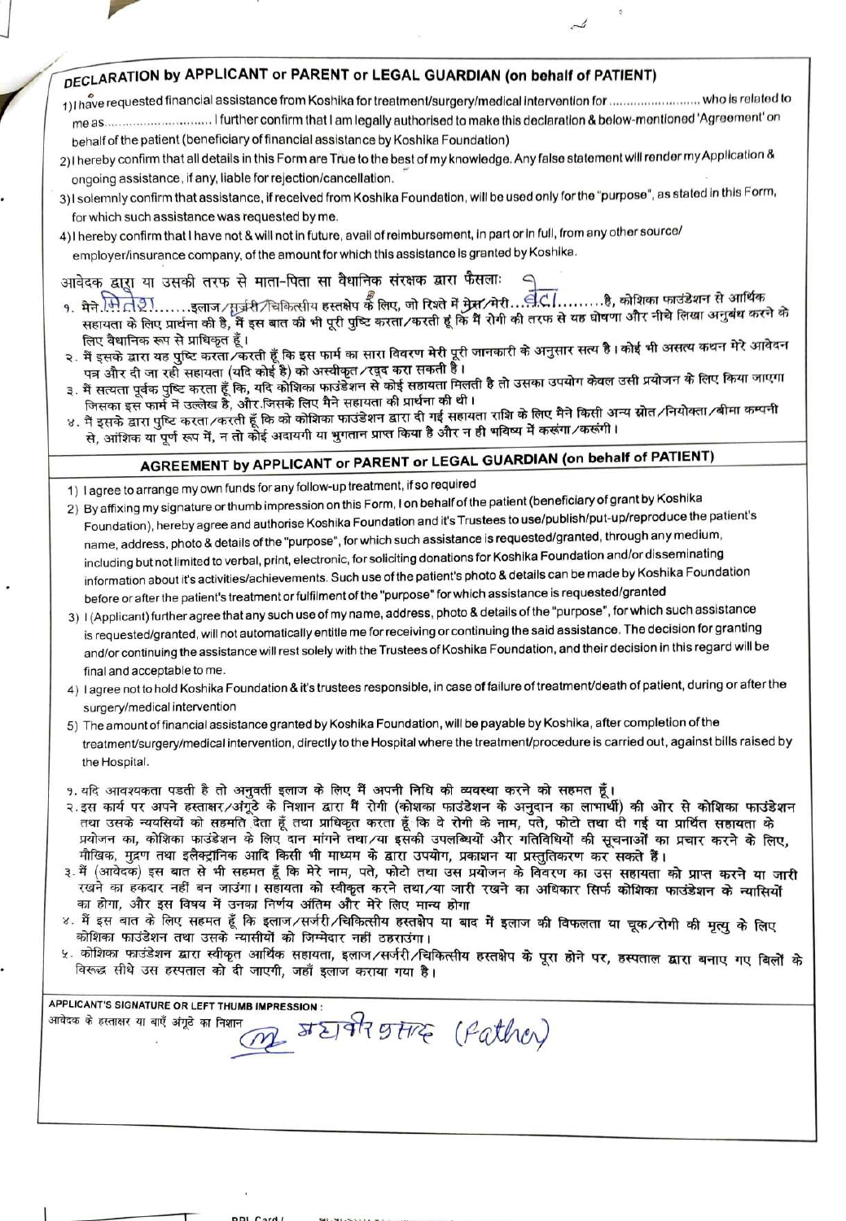## DECLARATION by APPLICANT or PARENT or LEGAL GUARDIAN (on behalf of PATIENT)

1) I have requested financial assistance from Koshika for treatment/surgery/medical intervention for ........................ who is related to me as ........................ I further confirm that I am legally authorised to make this declaration & below-mentioned 'Agreement' on behalf of the patient (beneficiary of financial assistance by Koshika Foundation)
2) I hereby confirm that all details in this Form are True to the best of my knowledge. Any false statement will render my Application & ongoing assistance, if any, liable for rejection/cancellation.
3) I solemnly confirm that assistance, if received from Koshika Foundation, will be used only for the "purpose", as stated in this Form, for which such assistance was requested by me.
4) I hereby confirm that I have not & will not in future, avail of reimbursement, in part or in full, from any other source/ employer/insurance company, of the amount for which this assistance is granted by Koshika.

आवेदक द्वारा या उसकी तरफ से माता-पिता या वैधानिक संरक्षक द्वारा फैसला:

१. मैने ...मितेश....... इलाज/सर्जरी/चिकित्सीय हस्तक्षेप के लिए, जो रिश्ते में मेरा/मेरी ...बेटा......... है, कोशिका फाउंडेशन से आर्थिक सहायता के लिए प्रार्थना की है, मैं इस बात की भी पूरी पुष्टि करता/करती हूं कि मैं रोगी की तरफ से यह घोषणा और नीचे लिखा अनुबंध करने के लिए वैधानिक रूप से प्राधिकृत हूँ।
२. मैं इसके द्वारा यह पुष्टि करता/करती हूँ कि इस फार्म का सारा विवरण मेरी पूरी जानकारी के अनुसार सत्य है। कोई भी असत्य कथन मेरे आवेदन पत्र और दी जा रही सहायता (यदि कोई है) को अस्वीकृत/रद्द करा सकती है।
३. मैं सत्यता पूर्वक पुष्टि करता हूँ कि, यदि कोशिका फाउंडेशन से कोई सहायता मिलती है तो उसका उपयोग केवल उसी प्रयोजन के लिए किया जाएगा जिसका इस फार्म में उल्लेख है, और जिसके लिए मैने सहायता की प्रार्थना की थी।
४. मैं इसके द्वारा पुष्टि करता/करती हूँ कि को कोशिका फाउंडेशन द्वारा दी गई सहायता राशि के लिए मैने किसी अन्य स्रोत/नियोक्ता/बीमा कम्पनी से, आंशिक या पूर्ण रूप में, न तो कोई अदायगी या भुगतान प्राप्त किया है और न ही भविष्य में करूंगा/करूंगी।

## AGREEMENT by APPLICANT or PARENT or LEGAL GUARDIAN (on behalf of PATIENT)

1) I agree to arrange my own funds for any follow-up treatment, if so required
2) By affixing my signature or thumb impression on this Form, I on behalf of the patient (beneficiary of grant by Koshika Foundation), hereby agree and authorise Koshika Foundation and it's Trustees to use/publish/put-up/reproduce the patient's name, address, photo & details of the "purpose", for which such assistance is requested/granted, through any medium, including but not limited to verbal, print, electronic, for soliciting donations for Koshika Foundation and/or disseminating information about it's activities/achievements. Such use of the patient's photo & details can be made by Koshika Foundation before or after the patient's treatment or fulfilment of the "purpose" for which assistance is requested/granted
3) I (Applicant) further agree that any such use of my name, address, photo & details of the "purpose", for which such assistance is requested/granted, will not automatically entitle me for receiving or continuing the said assistance. The decision for granting and/or continuing the assistance will rest solely with the Trustees of Koshika Foundation, and their decision in this regard will be final and acceptable to me.
4) I agree not to hold Koshika Foundation & it's trustees responsible, in case of failure of treatment/death of patient, during or after the surgery/medical intervention
5) The amount of financial assistance granted by Koshika Foundation, will be payable by Koshika, after completion of the treatment/surgery/medical intervention, directly to the Hospital where the treatment/procedure is carried out, against bills raised by the Hospital.

१. यदि आवश्यकता पडती है तो अनुवर्ती इलाज के लिए मैं अपनी निधि की व्यवस्था करने को सहमत हूँ।
२. इस कार्य पर अपने हस्ताक्षर/अंगूठे के निशान द्वारा मैं रोगी (कोशिका फाउंडेशन के अनुदान का लाभार्थी) की ओर से कोशिका फाउंडेशन तथा उसके न्यासियों को सहमति देता हूँ तथा प्राधिकृत करता हूँ कि वे रोगी के नाम, पते, फोटो तथा दी गई या प्रार्थित सहायता के प्रयोजन का, कोशिका फाउंडेशन के लिए दान मांगने तथा/या इसकी उपलब्धियों और गतिविधियों की सूचनाओं का प्रचार करने के लिए, मौखिक, मुद्रण तथा इलैक्ट्रॉनिक आदि किसी भी माध्यम के द्वारा उपयोग, प्रकाशन या प्रस्तुतिकरण कर सकते हैं।
३. मैं (आवेदक) इस बात से भी सहमत हूँ कि मेरे नाम, पते, फोटो तथा उस प्रयोजन के विवरण का उस सहायता को प्राप्त करने या जारी रखने का हकदार नहीं बन जाउंगा। सहायता को स्वीकृत करने तथा/या जारी रखने का अधिकार सिर्फ कोशिका फाउंडेशन के न्यासियों का होगा, और इस विषय में उनका निर्णय अंतिम और मेरे लिए मान्य होगा
४. मैं इस बात के लिए सहमत हूँ कि इलाज/सर्जरी/चिकित्सीय हस्तक्षेप या बाद में इलाज की विफलता या चूक/रोगी की मृत्यु के लिए कोशिका फाउंडेशन तथा उसके न्यासीयों को जिम्मेदार नहीं ठहराउंगा।
५. कोशिका फाउंडेशन द्वारा स्वीकृत आर्थिक सहायता, इलाज/सर्जरी/चिकित्सीय हस्तक्षेप के पूरा होने पर, हस्पताल द्वारा बनाए गए बिलों के विरूद्ध सीधे उस हस्पताल को दी जाएगी, जहाँ इलाज कराया गया है।

**APPLICANT'S SIGNATURE OR LEFT THUMB IMPRESSION :**
आवेदक के हस्ताक्षर या बाएँ अंगूठे का निशान — महावीर प्रसाद (Father)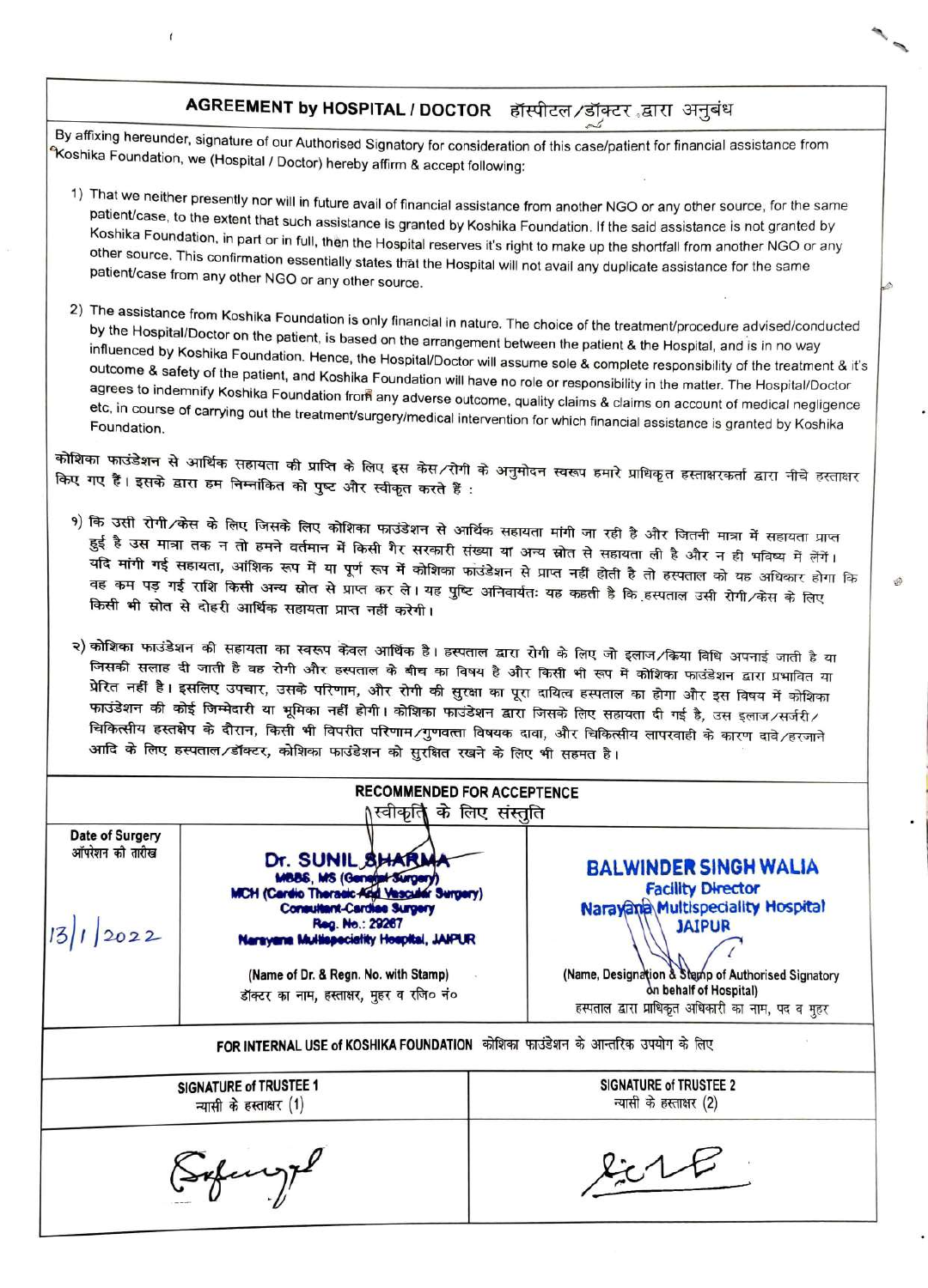## AGREEMENT by HOSPITAL / DOCTOR हॉस्पीटल/डॉक्टर द्वारा अनुबंध

By affixing hereunder, signature of our Authorised Signatory for consideration of this case/patient for financial assistance from Koshika Foundation, we (Hospital / Doctor) hereby affirm & accept following:

1) That we neither presently nor will in future avail of financial assistance from another NGO or any other source, for the same patient/case, to the extent that such assistance is granted by Koshika Foundation. If the said assistance is not granted by Koshika Foundation, in part or in full, then the Hospital reserves it's right to make up the shortfall from another NGO or any other source. This confirmation essentially states that the Hospital will not avail any duplicate assistance for the same patient/case from any other NGO or any other source.

2) The assistance from Koshika Foundation is only financial in nature. The choice of the treatment/procedure advised/conducted by the Hospital/Doctor on the patient, is based on the arrangement between the patient & the Hospital, and is in no way influenced by Koshika Foundation. Hence, the Hospital/Doctor will assume sole & complete responsibility of the treatment & it's outcome & safety of the patient, and Koshika Foundation will have no role or responsibility in the matter. The Hospital/Doctor agrees to indemnify Koshika Foundation from any adverse outcome, quality claims & claims on account of medical negligence etc. in course of carrying out the treatment/surgery/medical intervention for which financial assistance is granted by Koshika Foundation.

कोशिका फाउंडेशन से आर्थिक सहायता की प्राप्ति के लिए इस केस/रोगी के अनुमोदन स्वरूप हमारे प्राधिकृत हस्ताक्षरकर्ता द्वारा नीचे हस्ताक्षर किए गए हैं। इसके द्वारा हम निम्नांकित को पुष्ट और स्वीकृत करते हैं :

१) कि उसी रोगी/केस के लिए जिसके लिए कोशिका फाउंडेशन से आर्थिक सहायता मांगी जा रही है और जितनी मात्रा में सहायता प्राप्त हुई है उस मात्रा तक न तो हमने वर्तमान में किसी गैर सरकारी संस्था या अन्य स्रोत से सहायता ली है और न ही भविष्य में लेंगें। यदि मांगी गई सहायता, आंशिक रूप में या पूर्ण रूप में कोशिका फांउडेशन से प्राप्त नहीं होती है तो हस्पताल को यह अधिकार होगा कि वह कम पड़ गई राशि किसी अन्य स्रोत से प्राप्त कर ले। यह पुष्टि अनिवार्यतः यह कहती है कि हस्पताल उसी रोगी/केस के लिए किसी भी स्रोत से दोहरी आर्थिक सहायता प्राप्त नहीं करेगी।

२) कोशिका फाउंडेशन की सहायता का स्वरूप केवल आर्थिक है। हस्पताल द्वारा रोगी के लिए जो इलाज/क्रिया विधि अपनाई जाती है या जिसकी सलाह दी जाती है वह रोगी और हस्पताल के बीच का विषय है और किसी भी रूप में कोशिका फाउंडेशन द्वारा प्रभावित या प्रेरित नहीं है। इसलिए उपचार, उसके परिणाम, और रोगी की सुरक्षा का पूरा दायित्व हस्पताल का होगा और इस विषय में कोशिका फाउंडेशन की कोई जिम्मेदारी या भूमिका नहीं होगी। कोशिका फाउंडेशन द्वारा जिसके लिए सहायता दी गई है, उस इलाज/सर्जरी/चिकित्सीय हस्तक्षेप के दौरान, किसी भी विपरीत परिणाम/गुणवत्ता विषयक दावा, और चिकित्सीय लापरवाही के कारण दावे/हरजाने आदि के लिए हस्पताल/डॉक्टर, कोशिका फाउंडेशन को सुरक्षित रखने के लिए भी सहमत है।

### RECOMMENDED FOR ACCEPTENCE
स्वीकृति के लिए संस्तुति

| Date of Surgery ऑपरेशन की तारीख | (Name of Dr. & Regn. No. with Stamp) डॉक्टर का नाम, हस्ताक्षर, मुहर व रजि० नं० | (Name, Designation & Stamp of Authorised Signatory on behalf of Hospital) हस्पताल द्वारा प्राधिकृत अधिकारी का नाम, पद व मुहर |
|---|---|---|
| 13/1/2022 | Dr. SUNIL SHARMA MBBS, MS (General Surgery) MCH (Cardio Thoracic And Vascular Surgery) Consultant-Cardiac Surgery Reg. No.: 29267 Narayana Multispeciality Hospital, JAIPUR | BALWINDER SINGH WALIA Facility Director Narayana Multispeciality Hospital JAIPUR |

### FOR INTERNAL USE of KOSHIKA FOUNDATION कोशिका फाउंडेशन के आन्तरिक उपयोग के लिए

| SIGNATURE of TRUSTEE 1 न्यासी के हस्ताक्षर (1) | SIGNATURE of TRUSTEE 2 न्यासी के हस्ताक्षर (2) |
|---|---|
| [signature] | [signature] |